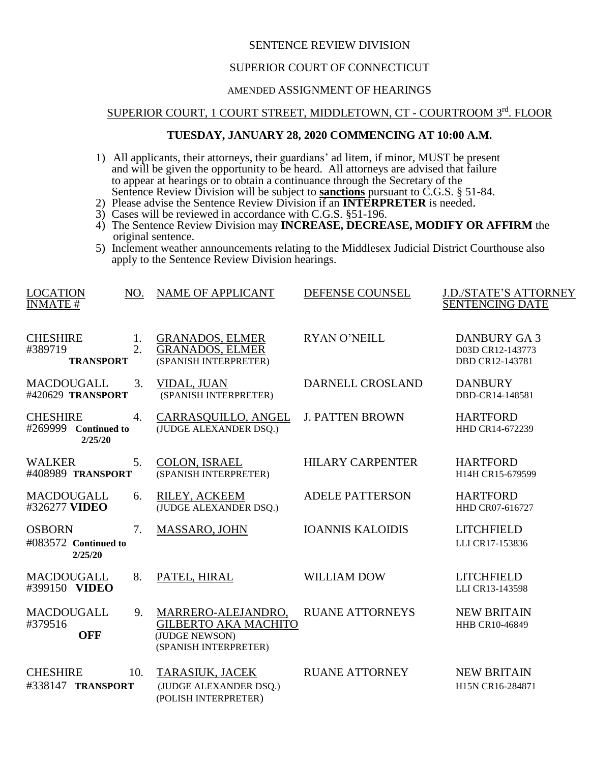SENTENCE REVIEW DIVISION

SUPERIOR COURT OF CONNECTICUT

AMENDED ASSIGNMENT OF HEARINGS

SUPERIOR COURT, 1 COURT STREET, MIDDLETOWN, CT - COURTROOM 3rd. FLOOR

**TUESDAY, JANUARY 28, 2020 COMMENCING AT 10:00 A.M.**

1) All applicants, their attorneys, their guardians' ad litem, if minor, MUST be present and will be given the opportunity to be heard. All attorneys are advised that failure to appear at hearings or to obtain a continuance through the Secretary of the Sentence Review Division will be subject to **sanctions** pursuant to C.G.S. § 51-84.
2) Please advise the Sentence Review Division if an **INTERPRETER** is needed.
3) Cases will be reviewed in accordance with C.G.S. §51-196.
4) The Sentence Review Division may **INCREASE, DECREASE, MODIFY OR AFFIRM** the original sentence.
5) Inclement weather announcements relating to the Middlesex Judicial District Courthouse also apply to the Sentence Review Division hearings.

| LOCATION INMATE # | NO. | NAME OF APPLICANT | DEFENSE COUNSEL | J.D./STATE'S ATTORNEY SENTENCING DATE |
|---|---|---|---|---|
| CHESHIRE #389719 **TRANSPORT** | 1. 2. | GRANADOS, ELMER GRANADOS, ELMER (SPANISH INTERPRETER) | RYAN O'NEILL | DANBURY GA 3 D03D CR12-143773 DBD CR12-143781 |
| MACDOUGALL #420629 **TRANSPORT** | 3. | VIDAL, JUAN (SPANISH INTERPRETER) | DARNELL CROSLAND | DANBURY DBD-CR14-148581 |
| CHESHIRE #269999 **Continued to 2/25/20** | 4. | CARRASQUILLO, ANGEL (JUDGE ALEXANDER DSQ.) | J. PATTEN BROWN | HARTFORD HHD CR14-672239 |
| WALKER #408989 **TRANSPORT** | 5. | COLON, ISRAEL (SPANISH INTERPRETER) | HILARY CARPENTER | HARTFORD H14H CR15-679599 |
| MACDOUGALL #326277 **VIDEO** | 6. | RILEY, ACKEEM (JUDGE ALEXANDER DSQ.) | ADELE PATTERSON | HARTFORD HHD CR07-616727 |
| OSBORN #083572 **Continued to 2/25/20** | 7. | MASSARO, JOHN | IOANNIS KALOIDIS | LITCHFIELD LLI CR17-153836 |
| MACDOUGALL #399150 **VIDEO** | 8. | PATEL, HIRAL | WILLIAM DOW | LITCHFIELD LLI CR13-143598 |
| MACDOUGALL #379516 **OFF** | 9. | MARRERO-ALEJANDRO, GILBERTO AKA MACHITO (JUDGE NEWSON) (SPANISH INTERPRETER) | RUANE ATTORNEYS | NEW BRITAIN HHB CR10-46849 |
| CHESHIRE #338147 **TRANSPORT** | 10. | TARASIUK, JACEK (JUDGE ALEXANDER DSQ.) (POLISH INTERPRETER) | RUANE ATTORNEY | NEW BRITAIN H15N CR16-284871 |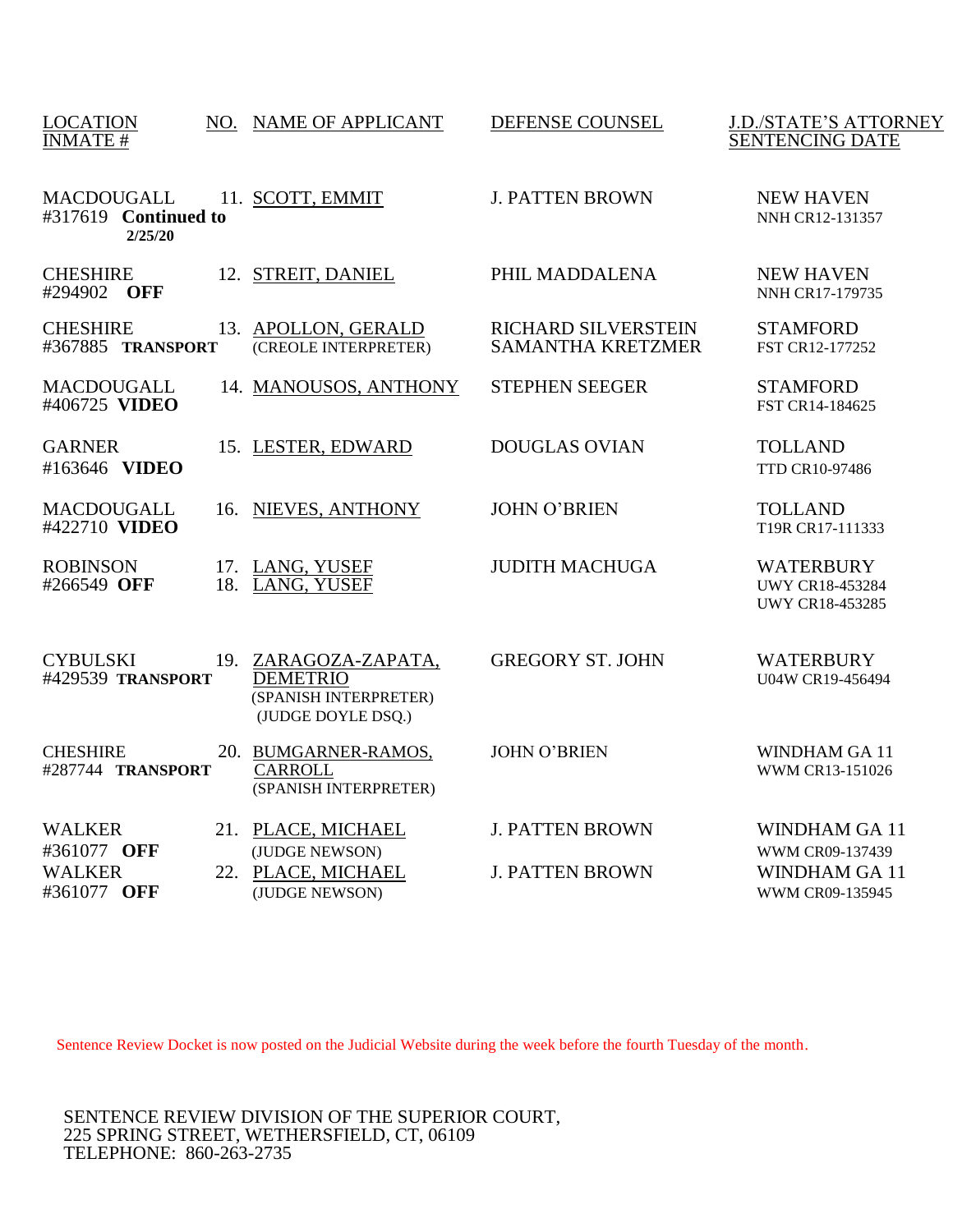| LOCATION INMATE # | NO. | NAME OF APPLICANT | DEFENSE COUNSEL | J.D./STATE'S ATTORNEY SENTENCING DATE |
|---|---|---|---|---|
| MACDOUGALL #317619 **Continued to 2/25/20** | 11. | SCOTT, EMMIT | J. PATTEN BROWN | NEW HAVEN NNH CR12-131357 |
| CHESHIRE #294902 **OFF** | 12. | STREIT, DANIEL | PHIL MADDALENA | NEW HAVEN NNH CR17-179735 |
| CHESHIRE #367885 **TRANSPORT** | 13. | APOLLON, GERALD (CREOLE INTERPRETER) | RICHARD SILVERSTEIN SAMANTHA KRETZMER | STAMFORD FST CR12-177252 |
| MACDOUGALL #406725 **VIDEO** | 14. | MANOUSOS, ANTHONY | STEPHEN SEEGER | STAMFORD FST CR14-184625 |
| GARNER #163646 **VIDEO** | 15. | LESTER, EDWARD | DOUGLAS OVIAN | TOLLAND TTD CR10-97486 |
| MACDOUGALL #422710 **VIDEO** | 16. | NIEVES, ANTHONY | JOHN O'BRIEN | TOLLAND T19R CR17-111333 |
| ROBINSON #266549 **OFF** | 17. 18. | LANG, YUSEF LANG, YUSEF | JUDITH MACHUGA | WATERBURY UWY CR18-453284 UWY CR18-453285 |
| CYBULSKI #429539 **TRANSPORT** | 19. | ZARAGOZA-ZAPATA, DEMETRIO (SPANISH INTERPRETER) (JUDGE DOYLE DSQ.) | GREGORY ST. JOHN | WATERBURY U04W CR19-456494 |
| CHESHIRE #287744 **TRANSPORT** | 20. | BUMGARNER-RAMOS, CARROLL (SPANISH INTERPRETER) | JOHN O'BRIEN | WINDHAM GA 11 WWM CR13-151026 |
| WALKER #361077 **OFF** | 21. | PLACE, MICHAEL (JUDGE NEWSON) | J. PATTEN BROWN | WINDHAM GA 11 WWM CR09-137439 |
| WALKER #361077 **OFF** | 22. | PLACE, MICHAEL (JUDGE NEWSON) | J. PATTEN BROWN | WINDHAM GA 11 WWM CR09-135945 |

Sentence Review Docket is now posted on the Judicial Website during the week before the fourth Tuesday of the month.

SENTENCE REVIEW DIVISION OF THE SUPERIOR COURT,
225 SPRING STREET, WETHERSFIELD, CT, 06109
TELEPHONE: 860-263-2735